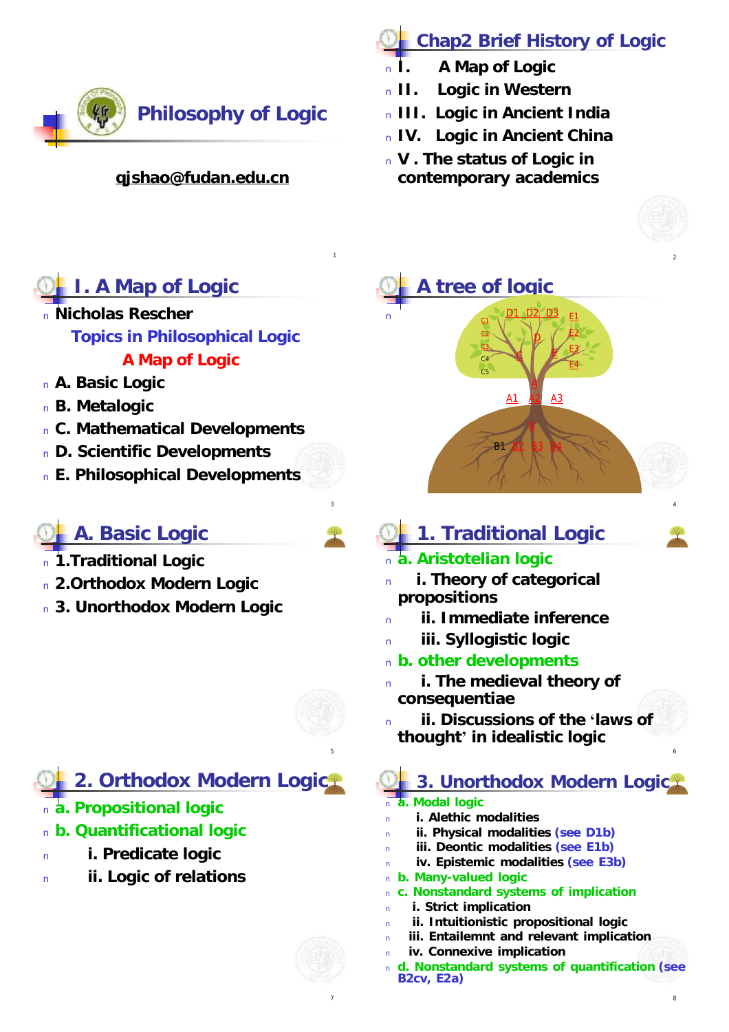# Philosophy of Logic

qjshao@fudan.edu.cn

## Chap2 Brief History of Logic

- I. A Map of Logic
- II. Logic in Western
- III. Logic in Ancient India
- IV. Logic in Ancient China
- V. The status of Logic in contemporary academics

## I. A Map of Logic

- Nicholas Rescher
  - Topics in Philosophical Logic
  - A Map of Logic
- A. Basic Logic
- B. Metalogic
- C. Mathematical Developments
- D. Scientific Developments
- E. Philosophical Developments

## A tree of logic

D1 D2 D3
E1
C1
C2
D
E2
C3
E3
C
E
C4
E4
C5
A
A1 A2 A3
B
B1 B2 B3 B4

## A. Basic Logic

- 1.Traditional Logic
- 2.Orthodox Modern Logic
- 3. Unorthodox Modern Logic

## 1. Traditional Logic

- a. Aristotelian logic
  - i. Theory of categorical propositions
  - ii. Immediate inference
  - iii. Syllogistic logic
- b. other developments
  - i. The medieval theory of consequentiae
  - ii. Discussions of the 'laws of thought' in idealistic logic

## 2. Orthodox Modern Logic

- a. Propositional logic
- b. Quantificational logic
  - i. Predicate logic
  - ii. Logic of relations

## 3. Unorthodox Modern Logic

- a. Modal logic
  - i. Alethic modalities
  - ii. Physical modalities (see D1b)
  - iii. Deontic modalities (see E1b)
  - iv. Epistemic modalities (see E3b)
- b. Many-valued logic
- c. Nonstandard systems of implication
  - i. Strict implication
  - ii. Intuitionistic propositional logic
  - iii. Entailemnt and relevant implication
  - iv. Connexive implication
- d. Nonstandard systems of quantification (see B2cv, E2a)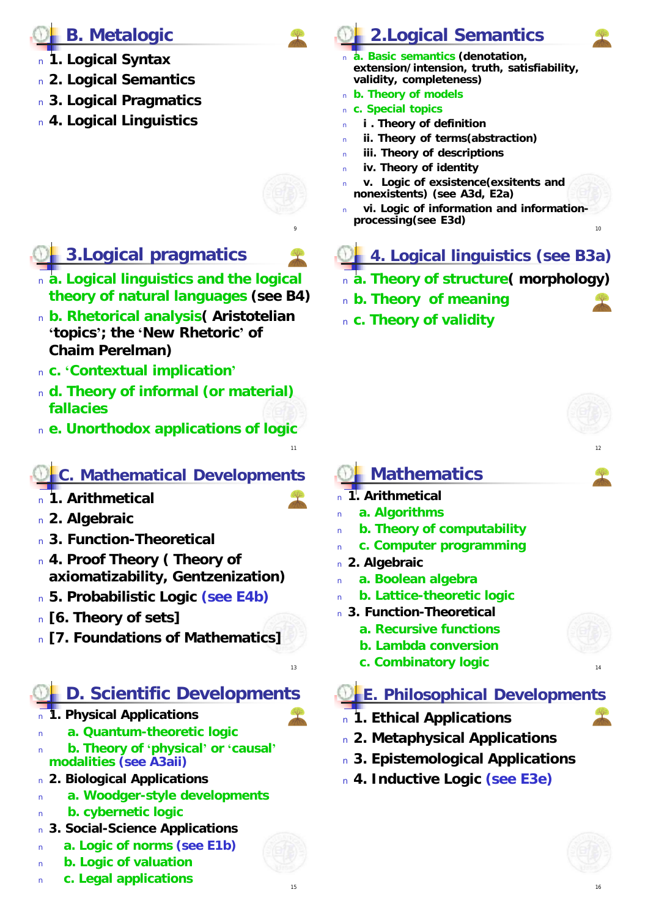## B. Metalogic

- 1. Logical Syntax
- 2. Logical Semantics
- 3. Logical Pragmatics
- 4. Logical Linguistics

## 2.Logical Semantics

- a. Basic semantics (denotation, extension/intension, truth, satisfiability, validity, completeness)
- b. Theory of models
- c. Special topics
  - i . Theory of definition
  - ii. Theory of terms(abstraction)
  - iii. Theory of descriptions
  - iv. Theory of identity
  - v. Logic of exsistence(exsitents and nonexistents) (see A3d, E2a)
  - vi. Logic of information and information-processing(see E3d)

## 3.Logical pragmatics

- a. Logical linguistics and the logical theory of natural languages (see B4)
- b. Rhetorical analysis( Aristotelian 'topics'; the 'New Rhetoric' of Chaim Perelman)
- c. 'Contextual implication'
- d. Theory of informal (or material) fallacies
- e. Unorthodox applications of logic

## 4. Logical linguistics (see B3a)

- a. Theory of structure( morphology)
- b. Theory of meaning
- c. Theory of validity

## C. Mathematical Developments

- 1. Arithmetical
- 2. Algebraic
- 3. Function-Theoretical
- 4. Proof Theory ( Theory of axiomatizability, Gentzenization)
- 5. Probabilistic Logic (see E4b)
- [6. Theory of sets]
- [7. Foundations of Mathematics]

## Mathematics

- 1. Arithmetical
  - a. Algorithms
  - b. Theory of computability
  - c. Computer programming
- 2. Algebraic
  - a. Boolean algebra
  - b. Lattice-theoretic logic
- 3. Function-Theoretical
  - a. Recursive functions
  - b. Lambda conversion
  - c. Combinatory logic

## D. Scientific Developments

- 1. Physical Applications
  - a. Quantum-theoretic logic
  - b. Theory of 'physical' or 'causal' modalities (see A3aii)
- 2. Biological Applications
  - a. Woodger-style developments
  - b. cybernetic logic
- 3. Social-Science Applications
  - a. Logic of norms (see E1b)
  - b. Logic of valuation
  - c. Legal applications

## E. Philosophical Developments

- 1. Ethical Applications
- 2. Metaphysical Applications
- 3. Epistemological Applications
- 4. Inductive Logic (see E3e)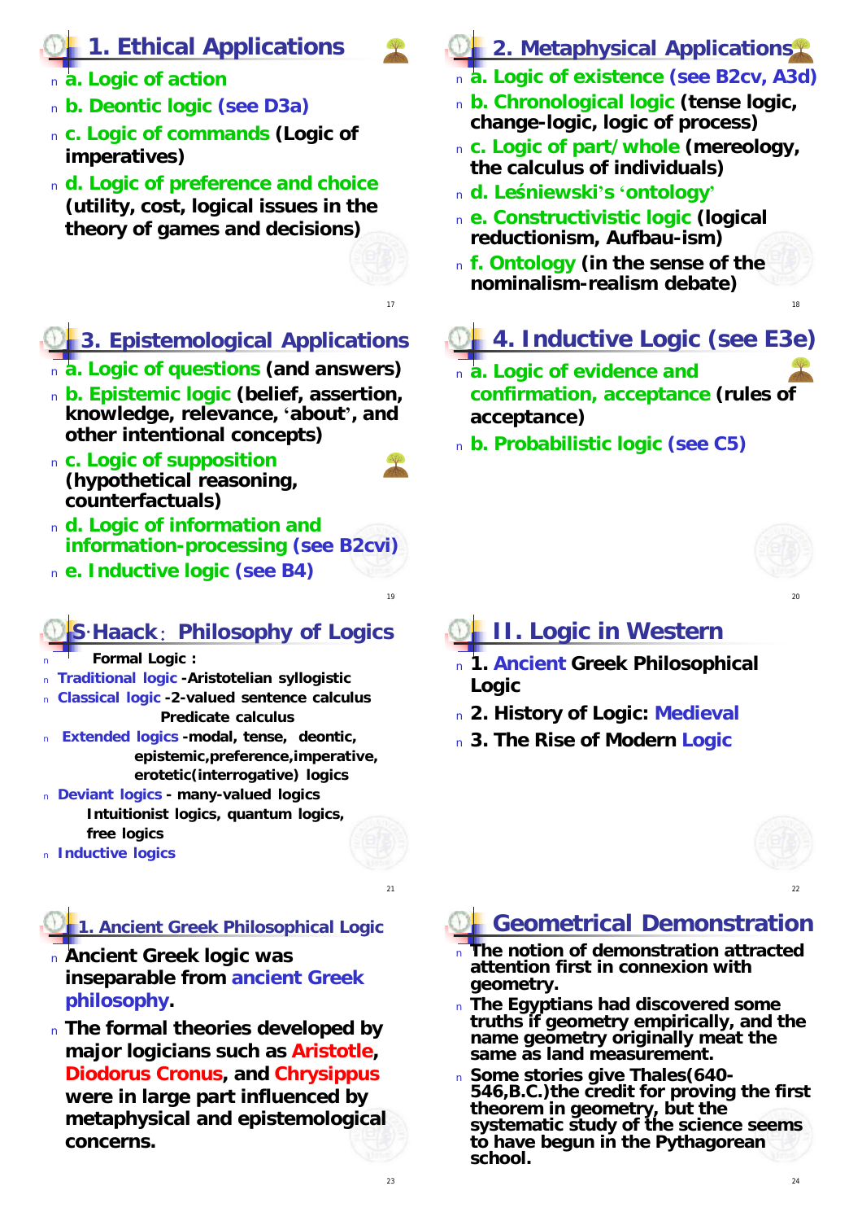## 1. Ethical Applications

- a. Logic of action
- b. Deontic logic (see D3a)
- c. Logic of commands (Logic of imperatives)
- d. Logic of preference and choice (utility, cost, logical issues in the theory of games and decisions)

## 2. Metaphysical Applications

- a. Logic of existence (see B2cv, A3d)
- b. Chronological logic (tense logic, change-logic, logic of process)
- c. Logic of part/whole (mereology, the calculus of individuals)
- d. Leśniewski's 'ontology'
- e. Constructivistic logic (logical reductionism, Aufbau-ism)
- f. Ontology (in the sense of the nominalism-realism debate)

## 3. Epistemological Applications

- a. Logic of questions (and answers)
- b. Epistemic logic (belief, assertion, knowledge, relevance, 'about', and other intentional concepts)
- c. Logic of supposition (hypothetical reasoning, counterfactuals)
- d. Logic of information and information-processing (see B2cvi)
- e. Inductive logic (see B4)

## 4. Inductive Logic (see E3e)

- a. Logic of evidence and confirmation, acceptance (rules of acceptance)
- b. Probabilistic logic (see C5)

## S·Haack: Philosophy of Logics

- Formal Logic :
- Traditional logic -Aristotelian syllogistic
- Classical logic -2-valued sentence calculus
  Predicate calculus
- Extended logics -modal, tense, deontic, epistemic, preference, imperative, erotetic(interrogative) logics
- Deviant logics - many-valued logics
  Intuitionist logics, quantum logics, free logics
- Inductive logics

## II. Logic in Western

- 1. Ancient Greek Philosophical Logic
- 2. History of Logic: Medieval
- 3. The Rise of Modern Logic

## 1. Ancient Greek Philosophical Logic

- Ancient Greek logic was inseparable from ancient Greek philosophy.
- The formal theories developed by major logicians such as Aristotle, Diodorus Cronus, and Chrysippus were in large part influenced by metaphysical and epistemological concerns.

## Geometrical Demonstration

- The notion of demonstration attracted attention first in connexion with geometry.
- The Egyptians had discovered some truths if geometry empirically, and the name geometry originally meat the same as land measurement.
- Some stories give Thales(640-546,B.C.)the credit for proving the first theorem in geometry, but the systematic study of the science seems to have begun in the Pythagorean school.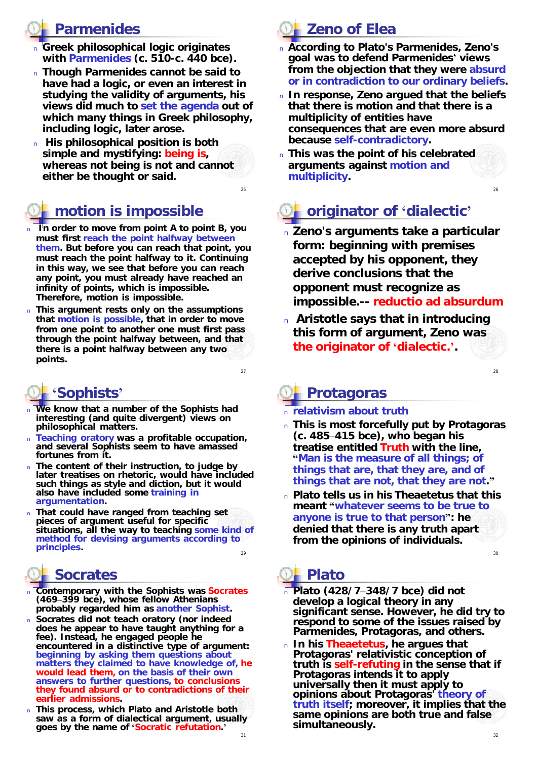## Parmenides

- Greek philosophical logic originates with Parmenides (c. 510-c. 440 bce).
- Though Parmenides cannot be said to have had a logic, or even an interest in studying the validity of arguments, his views did much to set the agenda out of which many things in Greek philosophy, including logic, later arose.
- His philosophical position is both simple and mystifying: being is, whereas not being is not and cannot either be thought or said.

## Zeno of Elea

- According to Plato's Parmenides, Zeno's goal was to defend Parmenides' views from the objection that they were absurd or in contradiction to our ordinary beliefs.
- In response, Zeno argued that the beliefs that there is motion and that there is a multiplicity of entities have consequences that are even more absurd because self-contradictory.
- This was the point of his celebrated arguments against motion and multiplicity.

## motion is impossible

- In order to move from point A to point B, you must first reach the point halfway between them. But before you can reach that point, you must reach the point halfway to it. Continuing in this way, we see that before you can reach any point, you must already have reached an infinity of points, which is impossible. Therefore, motion is impossible.
- This argument rests only on the assumptions that motion is possible, that in order to move from one point to another one must first pass through the point halfway between, and that there is a point halfway between any two points.

## originator of 'dialectic'

- Zeno's arguments take a particular form: beginning with premises accepted by his opponent, they derive conclusions that the opponent must recognize as impossible.-- reductio ad absurdum
- Aristotle says that in introducing this form of argument, Zeno was the originator of 'dialectic.'.

## 'Sophists'

- We know that a number of the Sophists had interesting (and quite divergent) views on philosophical matters.
- Teaching oratory was a profitable occupation, and several Sophists seem to have amassed fortunes from it.
- The content of their instruction, to judge by later treatises on rhetoric, would have included such things as style and diction, but it would also have included some training in argumentation.
- That could have ranged from teaching set pieces of argument useful for specific situations, all the way to teaching some kind of method for devising arguments according to principles.

## Protagoras

- relativism about truth
- This is most forcefully put by Protagoras (c. 485–415 bce), who began his treatise entitled Truth with the line, "Man is the measure of all things; of things that are, that they are, and of things that are not, that they are not."
- Plato tells us in his Theaetetus that this meant "whatever seems to be true to anyone is true to that person": he denied that there is any truth apart from the opinions of individuals.

## Socrates

- Contemporary with the Sophists was Socrates (469–399 bce), whose fellow Athenians probably regarded him as another Sophist.
- Socrates did not teach oratory (nor indeed does he appear to have taught anything for a fee). Instead, he engaged people he encountered in a distinctive type of argument: beginning by asking them questions about matters they claimed to have knowledge of, he would lead them, on the basis of their own answers to further questions, to conclusions they found absurd or to contradictions of their earlier admissions.
- This process, which Plato and Aristotle both saw as a form of dialectical argument, usually goes by the name of 'Socratic refutation.'

## Plato

- Plato (428/7–348/7 bce) did not develop a logical theory in any significant sense. However, he did try to respond to some of the issues raised by Parmenides, Protagoras, and others.
- In his Theaetetus, he argues that Protagoras' relativistic conception of truth is self-refuting in the sense that if Protagoras intends it to apply universally then it must apply to opinions about Protagoras' theory of truth itself; moreover, it implies that the same opinions are both true and false simultaneously.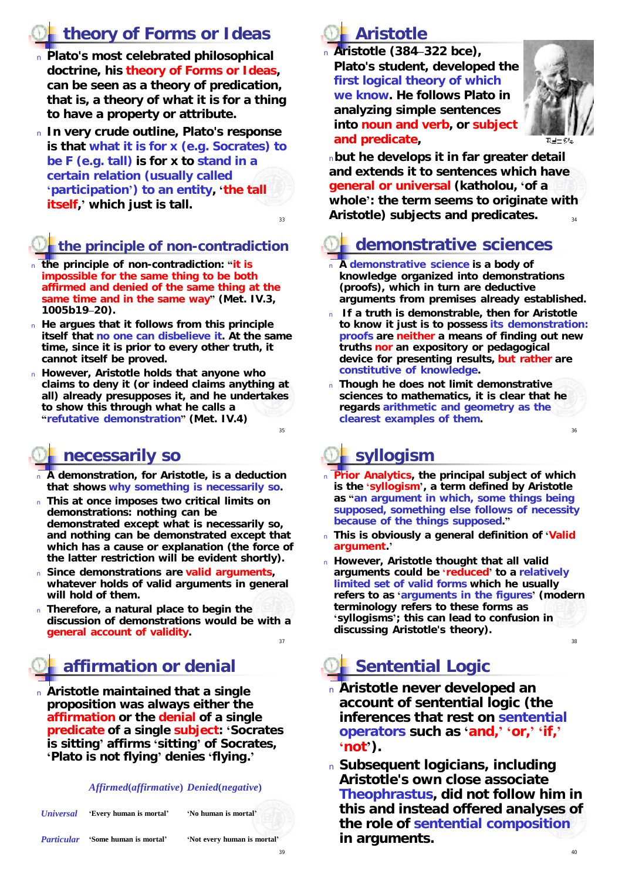## theory of Forms or Ideas

- Plato's most celebrated philosophical doctrine, his theory of Forms or Ideas, can be seen as a theory of predication, that is, a theory of what it is for a thing to have a property or attribute.
- In very crude outline, Plato's response is that what it is for x (e.g. Socrates) to be F (e.g. tall) is for x to stand in a certain relation (usually called 'participation') to an entity, 'the tall itself,' which just is tall.

## Aristotle

- Aristotle (384–322 bce), Plato's student, developed the first logical theory of which we know. He follows Plato in analyzing simple sentences into noun and verb, or subject and predicate,
- but he develops it in far greater detail and extends it to sentences which have general or universal (katholou, 'of a whole': the term seems to originate with Aristotle) subjects and predicates.

## the principle of non-contradiction

- the principle of non-contradiction: "it is impossible for the same thing to be both affirmed and denied of the same thing at the same time and in the same way" (Met. IV.3, 1005b19–20).
- He argues that it follows from this principle itself that no one can disbelieve it. At the same time, since it is prior to every other truth, it cannot itself be proved.
- However, Aristotle holds that anyone who claims to deny it (or indeed claims anything at all) already presupposes it, and he undertakes to show this through what he calls a "refutative demonstration" (Met. IV.4)

## demonstrative sciences

- A demonstrative science is a body of knowledge organized into demonstrations (proofs), which in turn are deductive arguments from premises already established.
- If a truth is demonstrable, then for Aristotle to know it just is to possess its demonstration: proofs are neither a means of finding out new truths nor an expository or pedagogical device for presenting results, but rather are constitutive of knowledge.
- Though he does not limit demonstrative sciences to mathematics, it is clear that he regards arithmetic and geometry as the clearest examples of them.

## necessarily so

- A demonstration, for Aristotle, is a deduction that shows why something is necessarily so.
- This at once imposes two critical limits on demonstrations: nothing can be demonstrated except what is necessarily so, and nothing can be demonstrated except that which has a cause or explanation (the force of the latter restriction will be evident shortly).
- Since demonstrations are valid arguments, whatever holds of valid arguments in general will hold of them.
- Therefore, a natural place to begin the discussion of demonstrations would be with a general account of validity.

## syllogism

- Prior Analytics, the principal subject of which is the 'syllogism', a term defined by Aristotle as "an argument in which, some things being supposed, something else follows of necessity because of the things supposed."
- This is obviously a general definition of 'Valid argument.'
- However, Aristotle thought that all valid arguments could be 'reduced' to a relatively limited set of valid forms which he usually refers to as 'arguments in the figures' (modern terminology refers to these forms as 'syllogisms'; this can lead to confusion in discussing Aristotle's theory).

## affirmation or denial

- Aristotle maintained that a single proposition was always either the affirmation or the denial of a single predicate of a single subject: 'Socrates is sitting' affirms 'sitting' of Socrates, 'Plato is not flying' denies 'flying.'

| | *Affirmed(affirmative)* | *Denied(negative)* |
|---|---|---|
| *Universal* | 'Every human is mortal' | 'No human is mortal' |
| *Particular* | 'Some human is mortal' | 'Not every human is mortal' |

## Sentential Logic

- Aristotle never developed an account of sentential logic (the inferences that rest on sentential operators such as 'and,' 'or,' 'if,' 'not').
- Subsequent logicians, including Aristotle's own close associate Theophrastus, did not follow him in this and instead offered analyses of the role of sentential composition in arguments.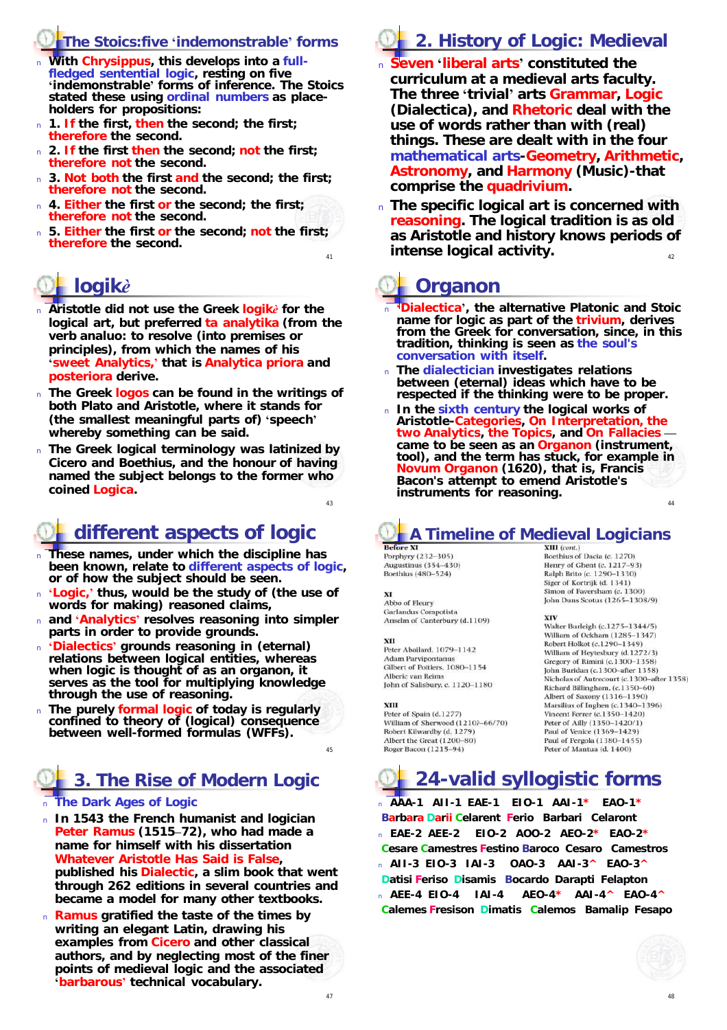## The Stoics:five 'indemonstrable' forms

- With Chrysippus, this develops into a full-fledged sentential logic, resting on five 'indemonstrable' forms of inference. The Stoics stated these using ordinal numbers as place-holders for propositions:
- 1. If the first, then the second; the first; therefore the second.
- 2. If the first then the second; not the first; therefore not the second.
- 3. Not both the first and the second; the first; therefore not the second.
- 4. Either the first or the second; the first; therefore not the second.
- 5. Either the first or the second; not the first; therefore the second.

## 2. History of Logic: Medieval

- Seven 'liberal arts' constituted the curriculum at a medieval arts faculty. The three 'trivial' arts Grammar, Logic (Dialectica), and Rhetoric deal with the use of words rather than with (real) things. These are dealt with in the four mathematical arts-Geometry, Arithmetic, Astronomy, and Harmony (Music)-that comprise the quadrivium.
- The specific logical art is concerned with reasoning. The logical tradition is as old as Aristotle and history knows periods of intense logical activity.

## logikè

- Aristotle did not use the Greek logikè for the logical art, but preferred ta analytika (from the verb analuo: to resolve (into premises or principles), from which the names of his 'sweet Analytics,' that is Analytica priora and posteriora derive.
- The Greek logos can be found in the writings of both Plato and Aristotle, where it stands for (the smallest meaningful parts of) 'speech' whereby something can be said.
- The Greek logical terminology was latinized by Cicero and Boethius, and the honour of having named the subject belongs to the former who coined Logica.

## Organon

- 'Dialectica', the alternative Platonic and Stoic name for logic as part of the trivium, derives from the Greek for conversation, since, in this tradition, thinking is seen as the soul's conversation with itself.
- The dialectician investigates relations between (eternal) ideas which have to be respected if the thinking were to be proper.
- In the sixth century the logical works of Aristotle-Categories, On Interpretation, the two Analytics, the Topics, and On Fallacies — came to be seen as an Organon (instrument, tool), and the term has stuck, for example in Novum Organon (1620), that is, Francis Bacon's attempt to emend Aristotle's instruments for reasoning.

## different aspects of logic

- These names, under which the discipline has been known, relate to different aspects of logic, or of how the subject should be seen.
- 'Logic,' thus, would be the study of (the use of words for making) reasoned claims,
- and 'Analytics' resolves reasoning into simpler parts in order to provide grounds.
- 'Dialectics' grounds reasoning in (eternal) relations between logical entities, whereas when logic is thought of as an organon, it serves as the tool for multiplying knowledge through the use of reasoning.
- The purely formal logic of today is regularly confined to theory of (logical) consequence between well-formed formulas (WFFs).

## A Timeline of Medieval Logicians

**Before XI**
Porphyry (232–305)
Augustinus (354–430)
Boethius (480–524)

**XI**
Abbo of Fleury
Garlandus Compotista
Anselm of Canterbury (d.1109)

**XII**
Peter Abailard, 1079–1142
Adam Parvipontanus
Gilbert of Poitiers, 1080–1154
Alberic van Reims
John of Salisbury, c. 1120–1180

**XIII**
Peter of Spain (d.1277)
William of Sherwood (1210?–66/70)
Robert Kilwardby (d. 1279)
Albert the Great (1200–80)
Roger Bacon (1215–94)

**XIII (cont.)**
Boethius of Dacia (c. 1270)
Henry of Ghent (c. 1217–93)
Ralph Brito (c. 1290–1330)
Siger of Kortrijk (d. 1341)
Simon of Faversham (c. 1300)
John Duns Scotus (1265–1308/9)

**XIV**
Walter Burleigh (c.1275–1344/5)
William of Ockham (1285–1347)
Robert Holkot (c.1290–1349)
William of Heytesbury (d.1272/3)
Gregory of Rimini (c.1300–1358)
John Buridan (c.1300–after 1358)
Nicholas of Autrecourt (c.1300–after 1358)
Richard Billingham, (c.1350–60)
Albert of Saxony (1316–1390)
Marsilius of Inghen (c.1340–1396)
Vincent Ferrer (c.1350–1420)
Peter of Ailly (1350–1420/1)
Paul of Venice (1369–1429)
Paul of Pergola (1380–1455)
Peter of Mantua (d. 1400)

## 3. The Rise of Modern Logic

- The Dark Ages of Logic
- In 1543 the French humanist and logician Peter Ramus (1515–72), who had made a name for himself with his dissertation Whatever Aristotle Has Said is False, published his Dialectic, a slim book that went through 262 editions in several countries and became a model for many other textbooks.
- Ramus gratified the taste of the times by writing an elegant Latin, drawing his examples from Cicero and other classical authors, and by neglecting most of the finer points of medieval logic and the associated 'barbarous' technical vocabulary.

## 24-valid syllogistic forms

- AAA-1 AII-1 EAE-1 EIO-1 AAI-1* EAO-1*
  Barbara Darii Celarent Ferio Barbari Celaront
- EAE-2 AEE-2 EIO-2 AOO-2 AEO-2* EAO-2*
  Cesare Camestres Festino Baroco Cesaro Camestros
- AII-3 EIO-3 IAI-3 OAO-3 AAI-3^ EAO-3^
  Datisi Feriso Disamis Bocardo Darapti Felapton
- AEE-4 EIO-4 IAI-4 AEO-4* AAI-4^ EAO-4^
  Calemes Fresison Dimatis Calemos Bamalip Fesapo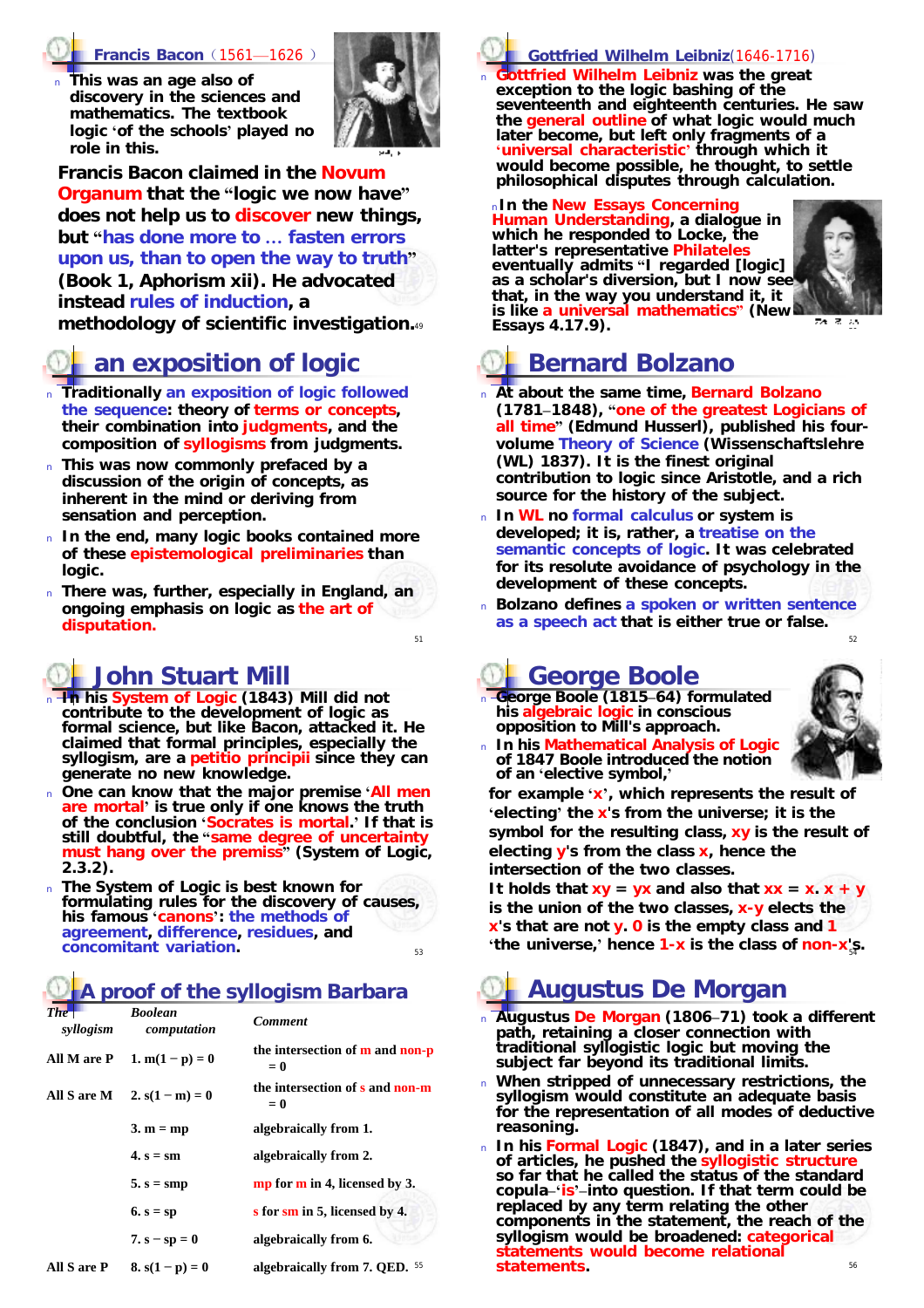## Francis Bacon（1561—1626）

- This was an age also of discovery in the sciences and mathematics. The textbook logic 'of the schools' played no role in this.

Francis Bacon claimed in the Novum Organum that the "logic we now have" does not help us to discover new things, but "has done more to … fasten errors upon us, than to open the way to truth" (Book 1, Aphorism xii). He advocated instead rules of induction, a methodology of scientific investigation.

## Gottfried Wilhelm Leibniz(1646-1716)

- Gottfried Wilhelm Leibniz was the great exception to the logic bashing of the seventeenth and eighteenth centuries. He saw the general outline of what logic would much later become, but left only fragments of a 'universal characteristic' through which it would become possible, he thought, to settle philosophical disputes through calculation.

- In the New Essays Concerning Human Understanding, a dialogue in which he responded to Locke, the latter's representative Philateles eventually admits "I regarded [logic] as a scholar's diversion, but I now see that, in the way you understand it, it is like a universal mathematics" (New Essays 4.17.9).

## an exposition of logic

- Traditionally an exposition of logic followed the sequence: theory of terms or concepts, their combination into judgments, and the composition of syllogisms from judgments.
- This was now commonly prefaced by a discussion of the origin of concepts, as inherent in the mind or deriving from sensation and perception.
- In the end, many logic books contained more of these epistemological preliminaries than logic.
- There was, further, especially in England, an ongoing emphasis on logic as the art of disputation.

## Bernard Bolzano

- At about the same time, Bernard Bolzano (1781–1848), "one of the greatest Logicians of all time" (Edmund Husserl), published his four-volume Theory of Science (Wissenschaftslehre (WL) 1837). It is the finest original contribution to logic since Aristotle, and a rich source for the history of the subject.
- In WL no formal calculus or system is developed; it is, rather, a treatise on the semantic concepts of logic. It was celebrated for its resolute avoidance of psychology in the development of these concepts.
- Bolzano defines a spoken or written sentence as a speech act that is either true or false.

## John Stuart Mill

- In his System of Logic (1843) Mill did not contribute to the development of logic as formal science, but like Bacon, attacked it. He claimed that formal principles, especially the syllogism, are a petitio principii since they can generate no new knowledge.
- One can know that the major premise 'All men are mortal' is true only if one knows the truth of the conclusion 'Socrates is mortal.' If that is still doubtful, the "same degree of uncertainty must hang over the premiss" (System of Logic, 2.3.2).
- The System of Logic is best known for formulating rules for the discovery of causes, his famous 'canons': the methods of agreement, difference, residues, and concomitant variation.

## George Boole

- George Boole (1815–64) formulated his algebraic logic in conscious opposition to Mill's approach.
- In his Mathematical Analysis of Logic of 1847 Boole introduced the notion of an 'elective symbol,'

for example '$x$', which represents the result of 'electing' the $x$'s from the universe; it is the symbol for the resulting class, $xy$ is the result of electing $y$'s from the class $x$, hence the intersection of the two classes.

It holds that $xy = yx$ and also that $xx = x$. $x + y$ is the union of the two classes, $x\text{-}y$ elects the $x$'s that are not $y$. $0$ is the empty class and $1$ 'the universe,' hence $1\text{-}x$ is the class of non-$x$'s.

## A proof of the syllogism Barbara

| The syllogism | Boolean computation | Comment |
|---|---|---|
| All M are P | 1. $m(1 - p) = 0$ | the intersection of m and non-p = 0 |
| All S are M | 2. $s(1 - m) = 0$ | the intersection of s and non-m = 0 |
| | 3. $m = mp$ | algebraically from 1. |
| | 4. $s = sm$ | algebraically from 2. |
| | 5. $s = smp$ | mp for m in 4, licensed by 3. |
| | 6. $s = sp$ | s for sm in 5, licensed by 4. |
| | 7. $s - sp = 0$ | algebraically from 6. |
| All S are P | 8. $s(1 - p) = 0$ | algebraically from 7. QED. |

## Augustus De Morgan

- Augustus De Morgan (1806–71) took a different path, retaining a closer connection with traditional syllogistic logic but moving the subject far beyond its traditional limits.
- When stripped of unnecessary restrictions, the syllogism would constitute an adequate basis for the representation of all modes of deductive reasoning.
- In his Formal Logic (1847), and in a later series of articles, he pushed the syllogistic structure so far that he called the status of the standard copula–'is'–into question. If that term could be replaced by any term relating the other components in the statement, the reach of the syllogism would be broadened: categorical statements would become relational statements.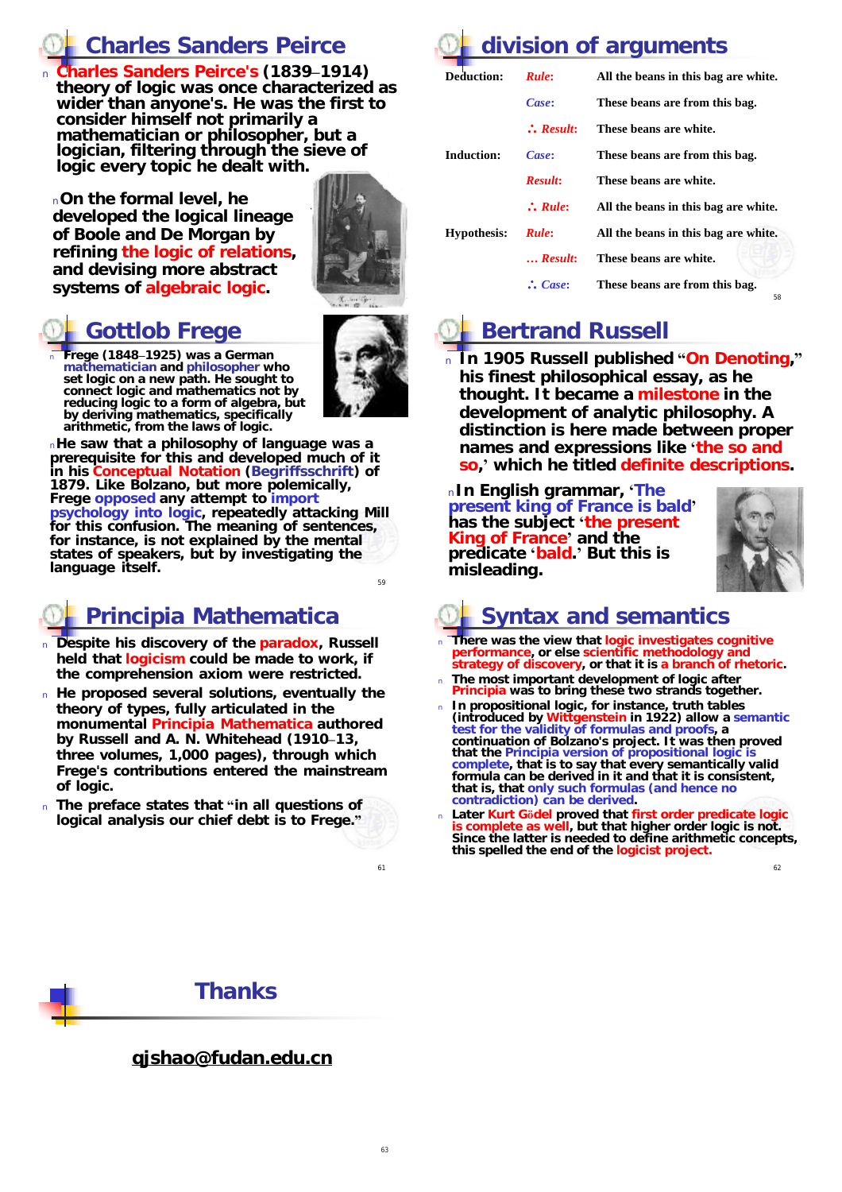## Charles Sanders Peirce

- Charles Sanders Peirce's (1839–1914) theory of logic was once characterized as wider than anyone's. He was the first to consider himself not primarily a mathematician or philosopher, but a logician, filtering through the sieve of logic every topic he dealt with.
- On the formal level, he developed the logical lineage of Boole and De Morgan by refining the logic of relations, and devising more abstract systems of algebraic logic.

## division of arguments

| | | |
|---|---|---|
| **Deduction:** | ***Rule*:** | **All the beans in this bag are white.** |
| | ***Case*:** | **These beans are from this bag.** |
| | **∴ *Result*:** | **These beans are white.** |
| **Induction:** | ***Case*:** | **These beans are from this bag.** |
| | ***Result*:** | **These beans are white.** |
| | **∴ *Rule*:** | **All the beans in this bag are white.** |
| **Hypothesis:** | ***Rule*:** | **All the beans in this bag are white.** |
| | **… *Result*:** | **These beans are white.** |
| | **∴ *Case*:** | **These beans are from this bag.** |

## Gottlob Frege

- Frege (1848–1925) was a German mathematician and philosopher who set logic on a new path. He sought to connect logic and mathematics not by reducing logic to a form of algebra, but by deriving mathematics, specifically arithmetic, from the laws of logic.
- He saw that a philosophy of language was a prerequisite for this and developed much of it in his Conceptual Notation (Begriffsschrift) of 1879. Like Bolzano, but more polemically, Frege opposed any attempt to import psychology into logic, repeatedly attacking Mill for this confusion. The meaning of sentences, for instance, is not explained by the mental states of speakers, but by investigating the language itself.

## Bertrand Russell

- In 1905 Russell published "On Denoting," his finest philosophical essay, as he thought. It became a milestone in the development of analytic philosophy. A distinction is here made between proper names and expressions like 'the so and so,' which he titled definite descriptions.
- In English grammar, 'The present king of France is bald' has the subject 'the present King of France' and the predicate 'bald.' But this is misleading.

## Principia Mathematica

- Despite his discovery of the paradox, Russell held that logicism could be made to work, if the comprehension axiom were restricted.
- He proposed several solutions, eventually the theory of types, fully articulated in the monumental Principia Mathematica authored by Russell and A. N. Whitehead (1910–13, three volumes, 1,000 pages), through which Frege's contributions entered the mainstream of logic.
- The preface states that "in all questions of logical analysis our chief debt is to Frege."

## Syntax and semantics

- There was the view that logic investigates cognitive performance, or else scientific methodology and strategy of discovery, or that it is a branch of rhetoric.
- The most important development of logic after Principia was to bring these two strands together.
- In propositional logic, for instance, truth tables (introduced by Wittgenstein in 1922) allow a semantic test for the validity of formulas and proofs, a continuation of Bolzano's project. It was then proved that the Principia version of propositional logic is complete, that is to say that every semantically valid formula can be derived in it and that it is consistent, that is, that only such formulas (and hence no contradiction) can be derived.
- Later Kurt Gödel proved that first order predicate logic is complete as well, but that higher order logic is not. Since the latter is needed to define arithmetic concepts, this spelled the end of the logicist project.

## Thanks

qjshao@fudan.edu.cn